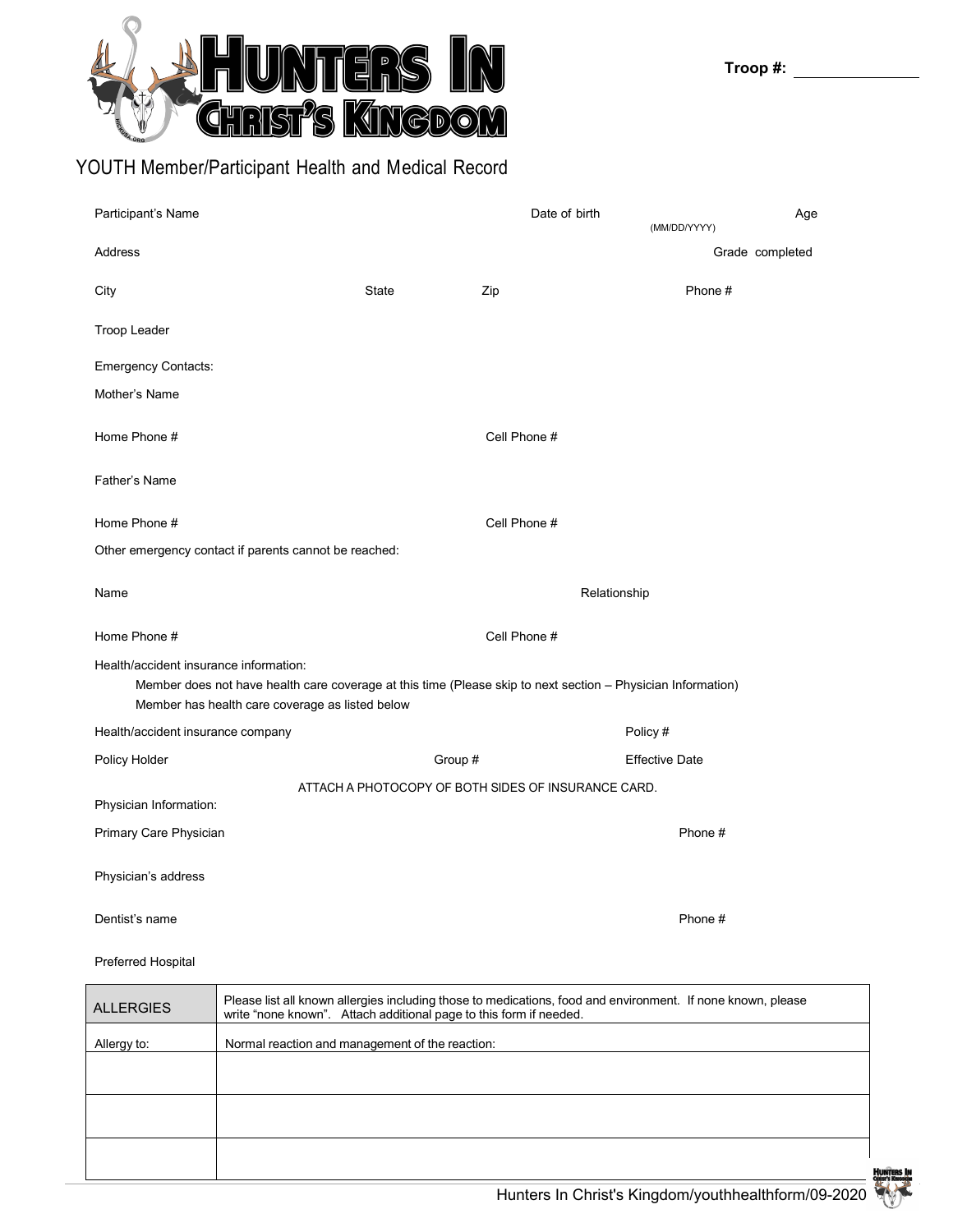# Hunters In Christ's Kingdom

**Troop #:** ____________

## YOUTH Member/Participant Health and Medical Record

Participant's Name | Date of birth (MM/DD/YYYY) | Age

Address | Grade completed

City | State | Zip | Phone #

Troop Leader

Emergency Contacts:

Mother's Name

Home Phone # | Cell Phone #

Father's Name

Home Phone # | Cell Phone #

Other emergency contact if parents cannot be reached:

Name | Relationship

Home Phone # | Cell Phone #

Health/accident insurance information:

- Member does not have health care coverage at this time (Please skip to next section – Physician Information)
- Member has health care coverage as listed below

Health/accident insurance company | Policy #

Policy Holder | Group # | Effective Date

ATTACH A PHOTOCOPY OF BOTH SIDES OF INSURANCE CARD.

Physician Information:

Primary Care Physician | Phone #

Physician's address

Dentist's name | Phone #

Preferred Hospital

| ALLERGIES | Please list all known allergies including those to medications, food and environment. If none known, please write "none known". Attach additional page to this form if needed. |
|---|---|
| Allergy to: | Normal reaction and management of the reaction: |
| | |
| | |
| | |

Hunters In Christ's Kingdom/youthhealthform/09-2020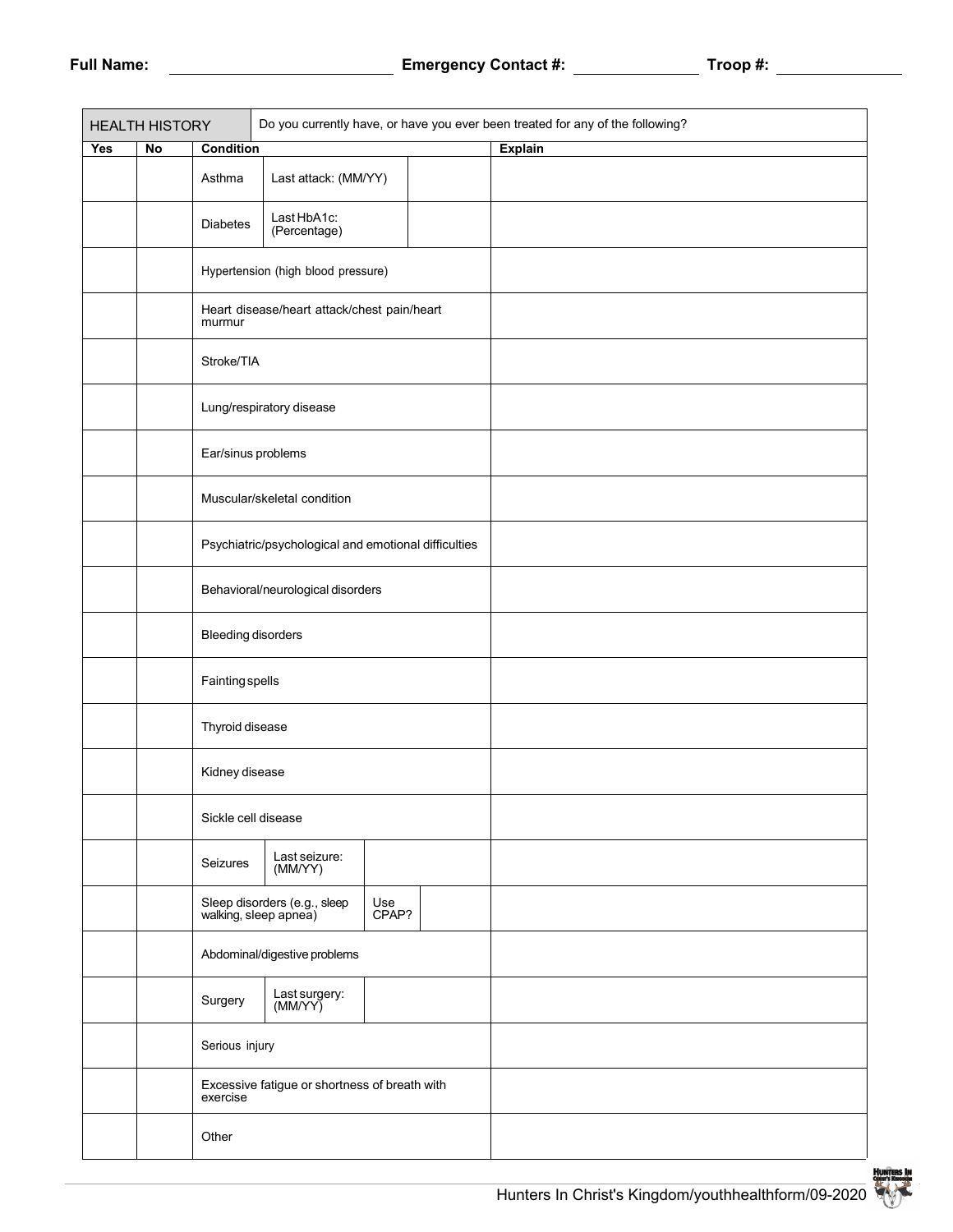**Full Name:** \_\_\_\_\_\_\_\_\_\_\_\_\_\_\_\_\_\_\_\_ **Emergency Contact #:** \_\_\_\_\_\_\_\_\_\_\_\_ **Troop #:** \_\_\_\_\_\_\_\_\_\_\_\_

| HEALTH HISTORY | | Do you currently have, or have you ever been treated for any of the following? | |
|---|---|---|---|
| **Yes** | **No** | **Condition** | **Explain** |
| | | Asthma — Last attack: (MM/YY) | |
| | | Diabetes — Last HbA1c: (Percentage) | |
| | | Hypertension (high blood pressure) | |
| | | Heart disease/heart attack/chest pain/heart murmur | |
| | | Stroke/TIA | |
| | | Lung/respiratory disease | |
| | | Ear/sinus problems | |
| | | Muscular/skeletal condition | |
| | | Psychiatric/psychological and emotional difficulties | |
| | | Behavioral/neurological disorders | |
| | | Bleeding disorders | |
| | | Fainting spells | |
| | | Thyroid disease | |
| | | Kidney disease | |
| | | Sickle cell disease | |
| | | Seizures — Last seizure: (MM/YY) | |
| | | Sleep disorders (e.g., sleep walking, sleep apnea) — Use CPAP? | |
| | | Abdominal/digestive problems | |
| | | Surgery — Last surgery: (MM/YY) | |
| | | Serious injury | |
| | | Excessive fatigue or shortness of breath with exercise | |
| | | Other | |

Hunters In Christ's Kingdom/youthhealthform/09-2020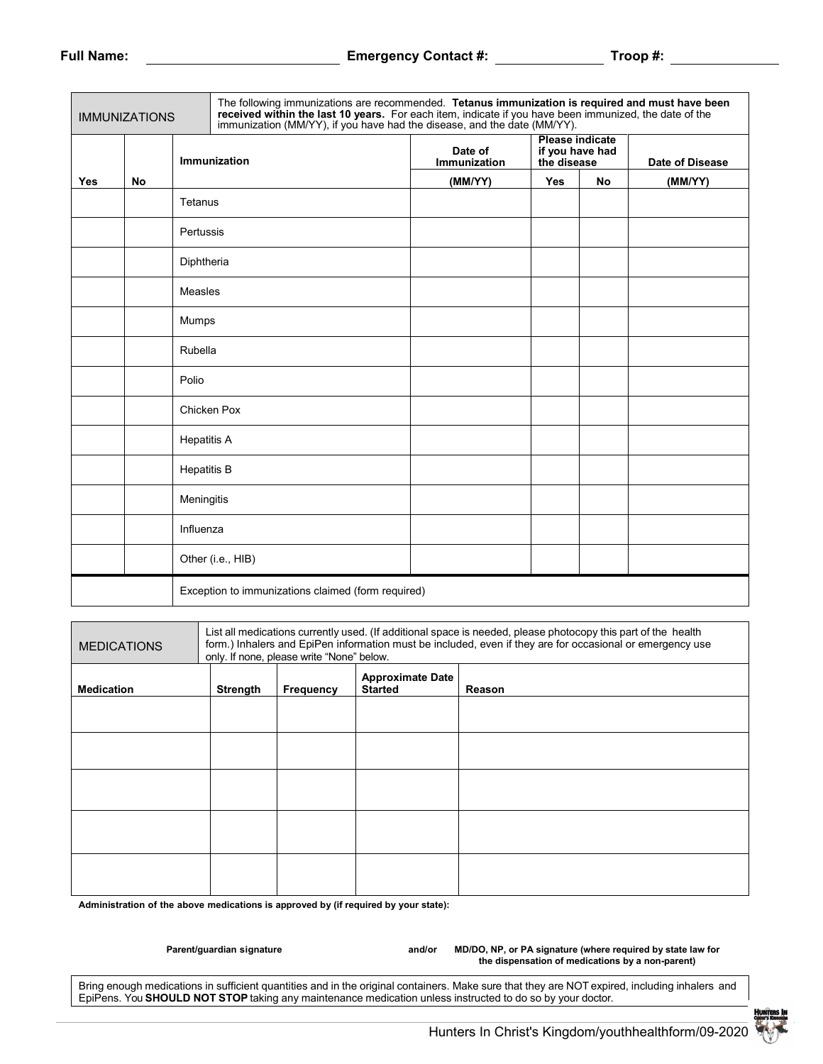**Full Name:** ______________________ **Emergency Contact #:** ______________ **Troop #:** ______________

| IMMUNIZATIONS | | The following immunizations are recommended. **Tetanus immunization is required and must have been received within the last 10 years.** For each item, indicate if you have been immunized, the date of the immunization (MM/YY), if you have had the disease, and the date (MM/YY). | | | | |
|---|---|---|---|---|---|---|
| | | **Immunization** | **Date of Immunization** | **Please indicate if you have had the disease** | | **Date of Disease** |
| **Yes** | **No** | | **(MM/YY)** | **Yes** | **No** | **(MM/YY)** |
| | | Tetanus | | | | |
| | | Pertussis | | | | |
| | | Diphtheria | | | | |
| | | Measles | | | | |
| | | Mumps | | | | |
| | | Rubella | | | | |
| | | Polio | | | | |
| | | Chicken Pox | | | | |
| | | Hepatitis A | | | | |
| | | Hepatitis B | | | | |
| | | Meningitis | | | | |
| | | Influenza | | | | |
| | | Other (i.e., HIB) | | | | |
| | | Exception to immunizations claimed (form required) | | | | |

| MEDICATIONS | List all medications currently used. (If additional space is needed, please photocopy this part of the health form.) Inhalers and EpiPen information must be included, even if they are for occasional or emergency use only. If none, please write "None" below. | | | |
|---|---|---|---|---|
| **Medication** | **Strength** | **Frequency** | **Approximate Date Started** | **Reason** |
| | | | | |
| | | | | |
| | | | | |
| | | | | |
| | | | | |

**Administration of the above medications is approved by (if required by your state):**

**Parent/guardian signature** **and/or** **MD/DO, NP, or PA signature (where required by state law for the dispensation of medications by a non-parent)**

Bring enough medications in sufficient quantities and in the original containers. Make sure that they are NOT expired, including inhalers and EpiPens. You **SHOULD NOT STOP** taking any maintenance medication unless instructed to do so by your doctor.

Hunters In Christ's Kingdom/youthhealthform/09-2020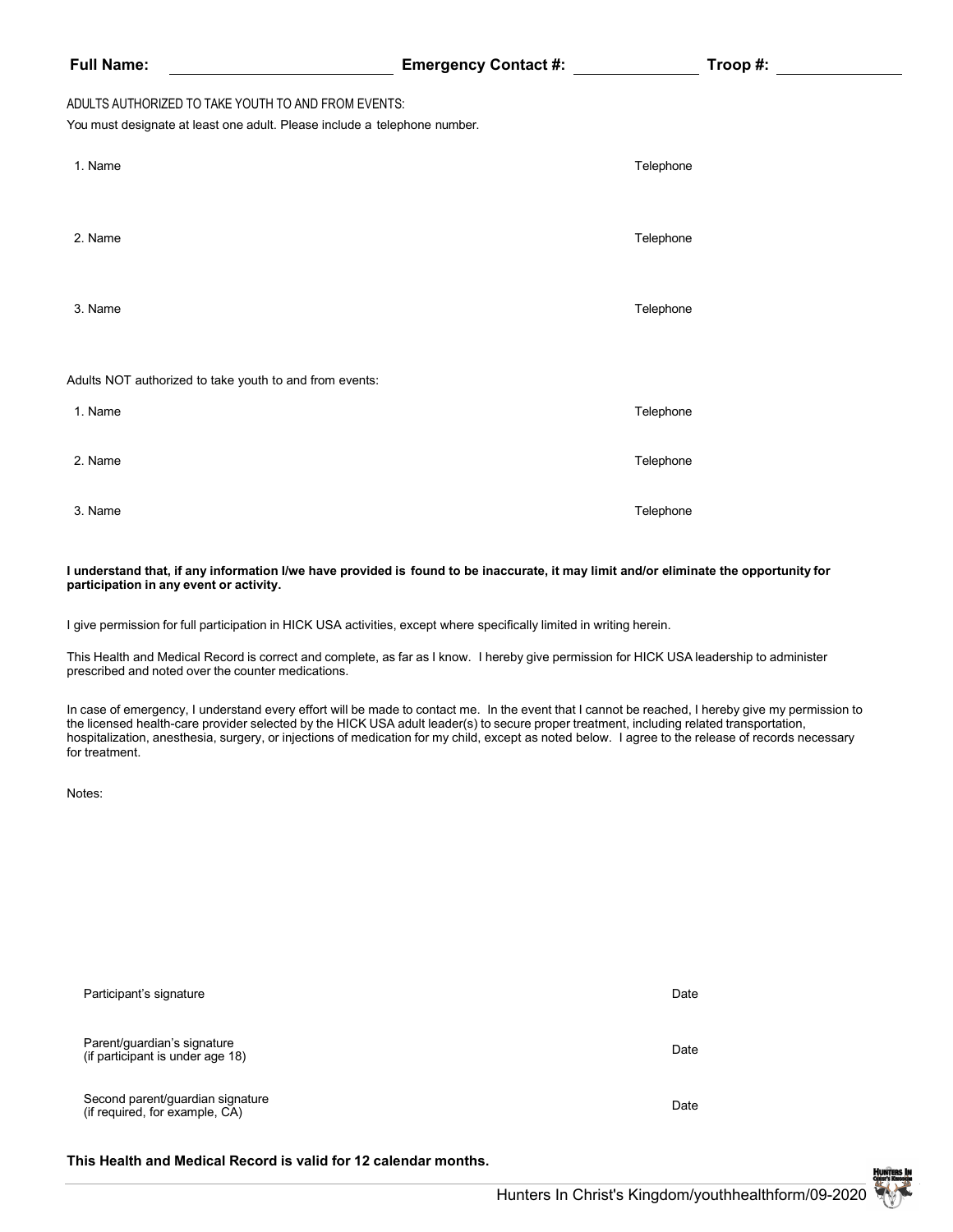**Full Name:** \_\_\_\_\_\_\_\_\_\_\_\_\_\_\_\_\_\_\_\_ **Emergency Contact #:** \_\_\_\_\_\_\_\_\_\_\_\_ **Troop #:** \_\_\_\_\_\_\_\_\_\_\_\_

ADULTS AUTHORIZED TO TAKE YOUTH TO AND FROM EVENTS:

You must designate at least one adult. Please include a telephone number.

| | |
|---|---|
| 1. Name | Telephone |
| 2. Name | Telephone |
| 3. Name | Telephone |

Adults NOT authorized to take youth to and from events:

| | |
|---|---|
| 1. Name | Telephone |
| 2. Name | Telephone |
| 3. Name | Telephone |

**I understand that, if any information I/we have provided is found to be inaccurate, it may limit and/or eliminate the opportunity for participation in any event or activity.**

I give permission for full participation in HICK USA activities, except where specifically limited in writing herein.

This Health and Medical Record is correct and complete, as far as I know. I hereby give permission for HICK USA leadership to administer prescribed and noted over the counter medications.

In case of emergency, I understand every effort will be made to contact me. In the event that I cannot be reached, I hereby give my permission to the licensed health-care provider selected by the HICK USA adult leader(s) to secure proper treatment, including related transportation, hospitalization, anesthesia, surgery, or injections of medication for my child, except as noted below. I agree to the release of records necessary for treatment.

Notes:

| | |
|---|---|
| Participant's signature | Date |
| Parent/guardian's signature (if participant is under age 18) | Date |
| Second parent/guardian signature (if required, for example, CA) | Date |

**This Health and Medical Record is valid for 12 calendar months.**

Hunters In Christ's Kingdom/youthhealthform/09-2020